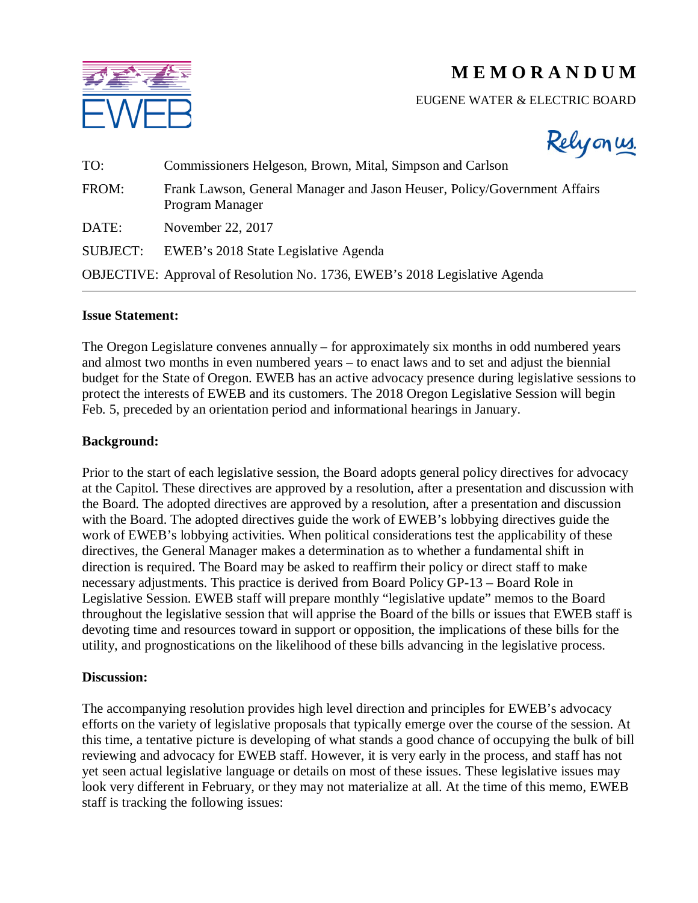# MEMORANDUM

EUGENE WATER & ELECTRIC BOARD

Rely on us.

TO: Commissioners Helgeson, Brown, Mital, Simpson and Carlson

FROM: Frank Lawson, General Manager and Jason Heuser, Policy/Government Affairs Program Manager

DATE: November 22, 2017

SUBJECT: EWEB's 2018 State Legislative Agenda

OBJECTIVE: Approval of Resolution No. 1736, EWEB's 2018 Legislative Agenda

---

**Issue Statement:**

The Oregon Legislature convenes annually – for approximately six months in odd numbered years and almost two months in even numbered years – to enact laws and to set and adjust the biennial budget for the State of Oregon. EWEB has an active advocacy presence during legislative sessions to protect the interests of EWEB and its customers. The 2018 Oregon Legislative Session will begin Feb. 5, preceded by an orientation period and informational hearings in January.

**Background:**

Prior to the start of each legislative session, the Board adopts general policy directives for advocacy at the Capitol. These directives are approved by a resolution, after a presentation and discussion with the Board. The adopted directives are approved by a resolution, after a presentation and discussion with the Board. The adopted directives guide the work of EWEB's lobbying directives guide the work of EWEB's lobbying activities. When political considerations test the applicability of these directives, the General Manager makes a determination as to whether a fundamental shift in direction is required. The Board may be asked to reaffirm their policy or direct staff to make necessary adjustments. This practice is derived from Board Policy GP-13 – Board Role in Legislative Session. EWEB staff will prepare monthly "legislative update" memos to the Board throughout the legislative session that will apprise the Board of the bills or issues that EWEB staff is devoting time and resources toward in support or opposition, the implications of these bills for the utility, and prognostications on the likelihood of these bills advancing in the legislative process.

**Discussion:**

The accompanying resolution provides high level direction and principles for EWEB's advocacy efforts on the variety of legislative proposals that typically emerge over the course of the session. At this time, a tentative picture is developing of what stands a good chance of occupying the bulk of bill reviewing and advocacy for EWEB staff. However, it is very early in the process, and staff has not yet seen actual legislative language or details on most of these issues. These legislative issues may look very different in February, or they may not materialize at all. At the time of this memo, EWEB staff is tracking the following issues: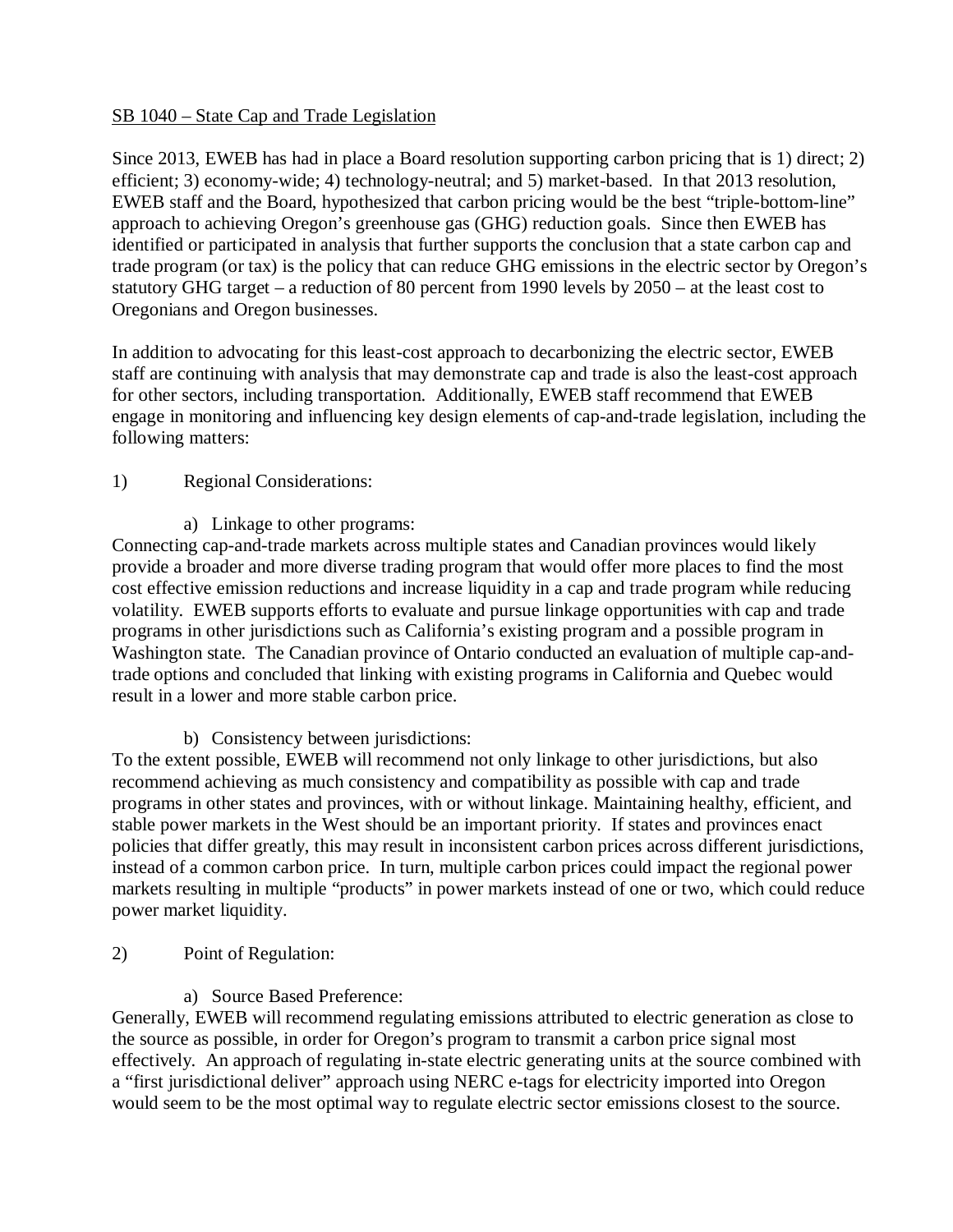<u>SB 1040 – State Cap and Trade Legislation</u>

Since 2013, EWEB has had in place a Board resolution supporting carbon pricing that is 1) direct; 2) efficient; 3) economy-wide; 4) technology-neutral; and 5) market-based. In that 2013 resolution, EWEB staff and the Board, hypothesized that carbon pricing would be the best "triple-bottom-line" approach to achieving Oregon's greenhouse gas (GHG) reduction goals. Since then EWEB has identified or participated in analysis that further supports the conclusion that a state carbon cap and trade program (or tax) is the policy that can reduce GHG emissions in the electric sector by Oregon's statutory GHG target – a reduction of 80 percent from 1990 levels by 2050 – at the least cost to Oregonians and Oregon businesses.

In addition to advocating for this least-cost approach to decarbonizing the electric sector, EWEB staff are continuing with analysis that may demonstrate cap and trade is also the least-cost approach for other sectors, including transportation. Additionally, EWEB staff recommend that EWEB engage in monitoring and influencing key design elements of cap-and-trade legislation, including the following matters:

1) Regional Considerations:

a) Linkage to other programs:

Connecting cap-and-trade markets across multiple states and Canadian provinces would likely provide a broader and more diverse trading program that would offer more places to find the most cost effective emission reductions and increase liquidity in a cap and trade program while reducing volatility. EWEB supports efforts to evaluate and pursue linkage opportunities with cap and trade programs in other jurisdictions such as California's existing program and a possible program in Washington state. The Canadian province of Ontario conducted an evaluation of multiple cap-and-trade options and concluded that linking with existing programs in California and Quebec would result in a lower and more stable carbon price.

b) Consistency between jurisdictions:

To the extent possible, EWEB will recommend not only linkage to other jurisdictions, but also recommend achieving as much consistency and compatibility as possible with cap and trade programs in other states and provinces, with or without linkage. Maintaining healthy, efficient, and stable power markets in the West should be an important priority. If states and provinces enact policies that differ greatly, this may result in inconsistent carbon prices across different jurisdictions, instead of a common carbon price. In turn, multiple carbon prices could impact the regional power markets resulting in multiple "products" in power markets instead of one or two, which could reduce power market liquidity.

2) Point of Regulation:

a) Source Based Preference:

Generally, EWEB will recommend regulating emissions attributed to electric generation as close to the source as possible, in order for Oregon's program to transmit a carbon price signal most effectively. An approach of regulating in-state electric generating units at the source combined with a "first jurisdictional deliver" approach using NERC e-tags for electricity imported into Oregon would seem to be the most optimal way to regulate electric sector emissions closest to the source.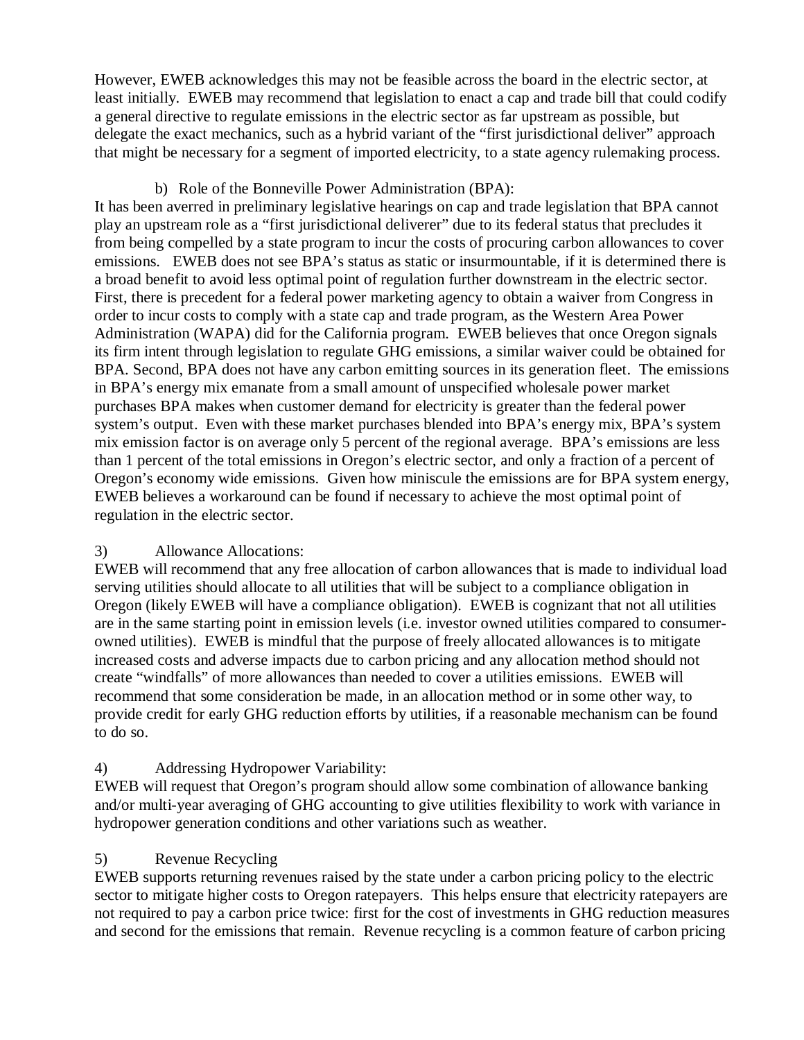However, EWEB acknowledges this may not be feasible across the board in the electric sector, at least initially. EWEB may recommend that legislation to enact a cap and trade bill that could codify a general directive to regulate emissions in the electric sector as far upstream as possible, but delegate the exact mechanics, such as a hybrid variant of the "first jurisdictional deliver" approach that might be necessary for a segment of imported electricity, to a state agency rulemaking process.

b) Role of the Bonneville Power Administration (BPA):

It has been averred in preliminary legislative hearings on cap and trade legislation that BPA cannot play an upstream role as a "first jurisdictional deliverer" due to its federal status that precludes it from being compelled by a state program to incur the costs of procuring carbon allowances to cover emissions. EWEB does not see BPA's status as static or insurmountable, if it is determined there is a broad benefit to avoid less optimal point of regulation further downstream in the electric sector. First, there is precedent for a federal power marketing agency to obtain a waiver from Congress in order to incur costs to comply with a state cap and trade program, as the Western Area Power Administration (WAPA) did for the California program. EWEB believes that once Oregon signals its firm intent through legislation to regulate GHG emissions, a similar waiver could be obtained for BPA. Second, BPA does not have any carbon emitting sources in its generation fleet. The emissions in BPA's energy mix emanate from a small amount of unspecified wholesale power market purchases BPA makes when customer demand for electricity is greater than the federal power system's output. Even with these market purchases blended into BPA's energy mix, BPA's system mix emission factor is on average only 5 percent of the regional average. BPA's emissions are less than 1 percent of the total emissions in Oregon's electric sector, and only a fraction of a percent of Oregon's economy wide emissions. Given how miniscule the emissions are for BPA system energy, EWEB believes a workaround can be found if necessary to achieve the most optimal point of regulation in the electric sector.

3) Allowance Allocations:

EWEB will recommend that any free allocation of carbon allowances that is made to individual load serving utilities should allocate to all utilities that will be subject to a compliance obligation in Oregon (likely EWEB will have a compliance obligation). EWEB is cognizant that not all utilities are in the same starting point in emission levels (i.e. investor owned utilities compared to consumer-owned utilities). EWEB is mindful that the purpose of freely allocated allowances is to mitigate increased costs and adverse impacts due to carbon pricing and any allocation method should not create "windfalls" of more allowances than needed to cover a utilities emissions. EWEB will recommend that some consideration be made, in an allocation method or in some other way, to provide credit for early GHG reduction efforts by utilities, if a reasonable mechanism can be found to do so.

4) Addressing Hydropower Variability:

EWEB will request that Oregon's program should allow some combination of allowance banking and/or multi-year averaging of GHG accounting to give utilities flexibility to work with variance in hydropower generation conditions and other variations such as weather.

5) Revenue Recycling

EWEB supports returning revenues raised by the state under a carbon pricing policy to the electric sector to mitigate higher costs to Oregon ratepayers. This helps ensure that electricity ratepayers are not required to pay a carbon price twice: first for the cost of investments in GHG reduction measures and second for the emissions that remain. Revenue recycling is a common feature of carbon pricing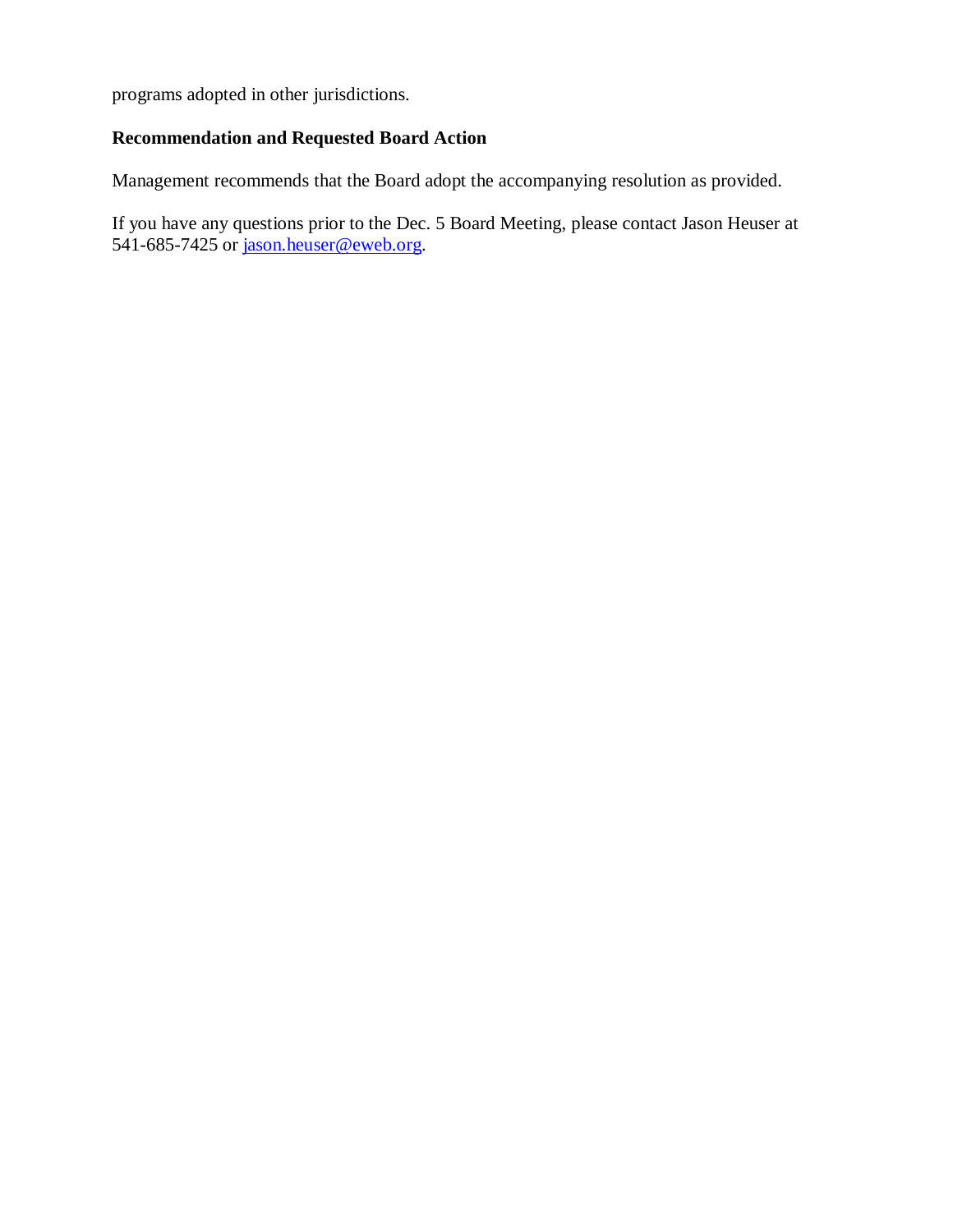programs adopted in other jurisdictions.

**Recommendation and Requested Board Action**

Management recommends that the Board adopt the accompanying resolution as provided.

If you have any questions prior to the Dec. 5 Board Meeting, please contact Jason Heuser at 541-685-7425 or jason.heuser@eweb.org.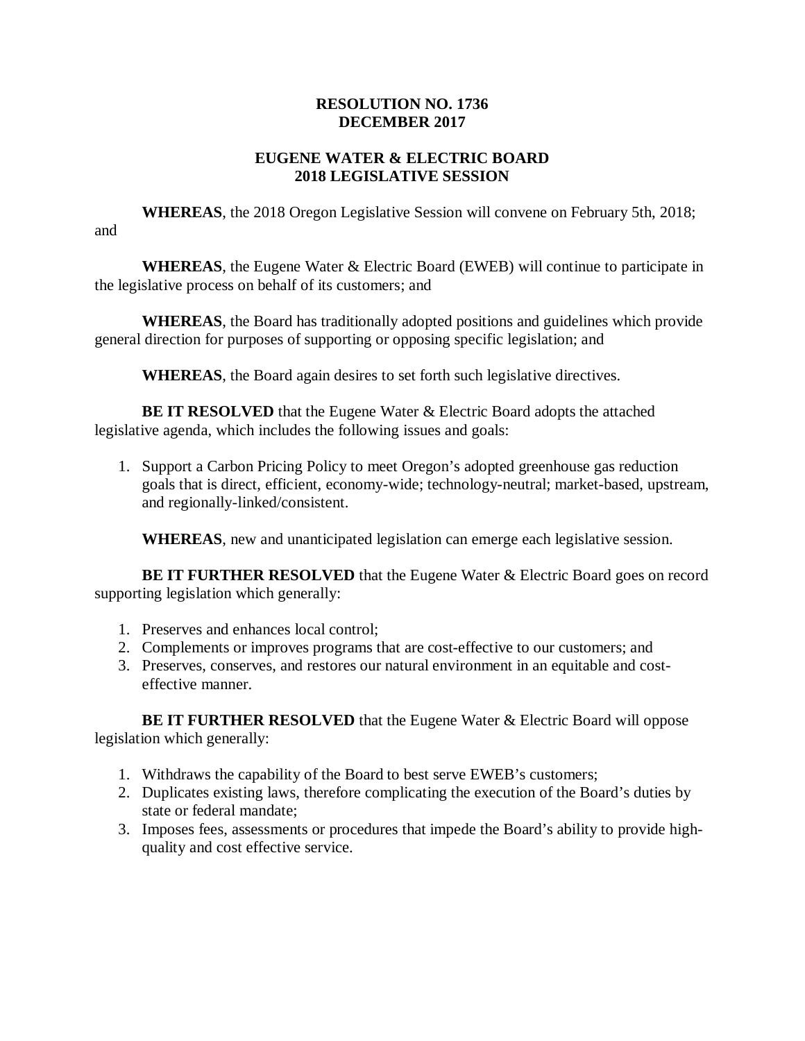**RESOLUTION NO. 1736**
**DECEMBER 2017**

**EUGENE WATER & ELECTRIC BOARD**
**2018 LEGISLATIVE SESSION**

**WHEREAS**, the 2018 Oregon Legislative Session will convene on February 5th, 2018; and

**WHEREAS**, the Eugene Water & Electric Board (EWEB) will continue to participate in the legislative process on behalf of its customers; and

**WHEREAS**, the Board has traditionally adopted positions and guidelines which provide general direction for purposes of supporting or opposing specific legislation; and

**WHEREAS**, the Board again desires to set forth such legislative directives.

**BE IT RESOLVED** that the Eugene Water & Electric Board adopts the attached legislative agenda, which includes the following issues and goals:

1. Support a Carbon Pricing Policy to meet Oregon's adopted greenhouse gas reduction goals that is direct, efficient, economy-wide; technology-neutral; market-based, upstream, and regionally-linked/consistent.

**WHEREAS**, new and unanticipated legislation can emerge each legislative session.

**BE IT FURTHER RESOLVED** that the Eugene Water & Electric Board goes on record supporting legislation which generally:

1. Preserves and enhances local control;
2. Complements or improves programs that are cost-effective to our customers; and
3. Preserves, conserves, and restores our natural environment in an equitable and cost-effective manner.

**BE IT FURTHER RESOLVED** that the Eugene Water & Electric Board will oppose legislation which generally:

1. Withdraws the capability of the Board to best serve EWEB's customers;
2. Duplicates existing laws, therefore complicating the execution of the Board's duties by state or federal mandate;
3. Imposes fees, assessments or procedures that impede the Board's ability to provide high-quality and cost effective service.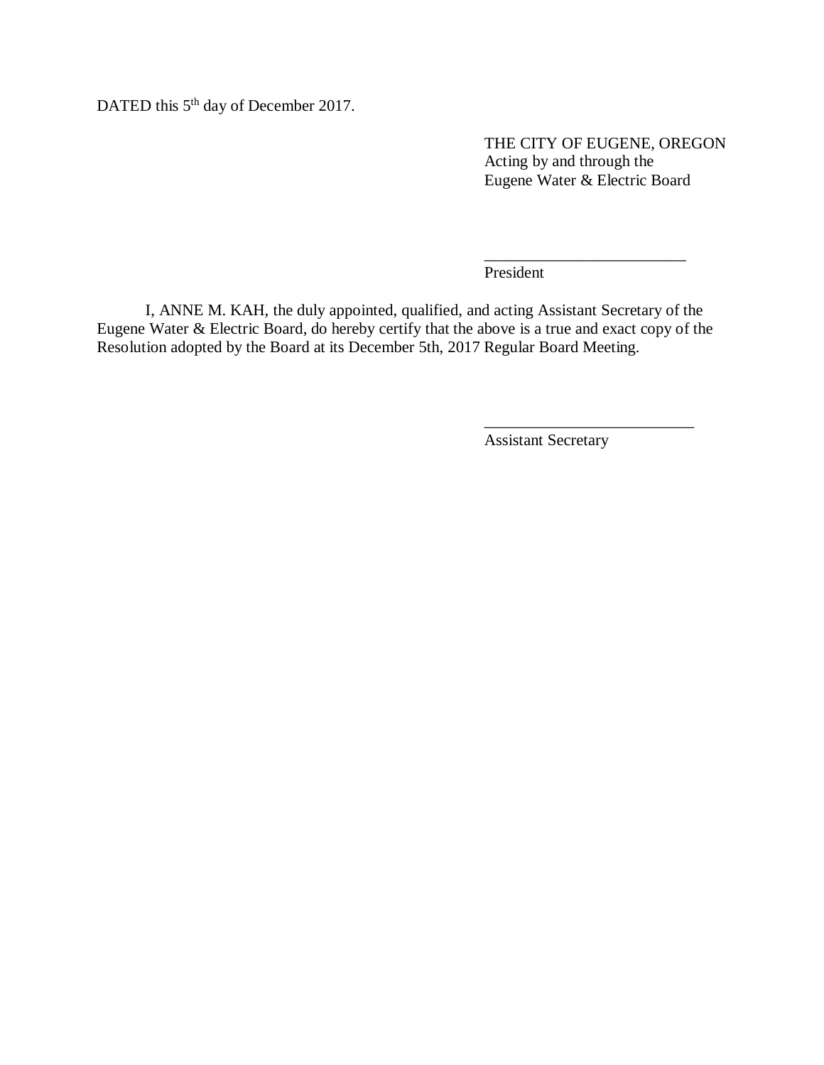DATED this 5th day of December 2017.

THE CITY OF EUGENE, OREGON
Acting by and through the
Eugene Water & Electric Board

\_\_\_\_\_\_\_\_\_\_\_\_\_\_\_\_\_\_\_\_\_\_\_\_\_\_
President

I, ANNE M. KAH, the duly appointed, qualified, and acting Assistant Secretary of the Eugene Water & Electric Board, do hereby certify that the above is a true and exact copy of the Resolution adopted by the Board at its December 5th, 2017 Regular Board Meeting.

\_\_\_\_\_\_\_\_\_\_\_\_\_\_\_\_\_\_\_\_\_\_\_\_\_\_
Assistant Secretary